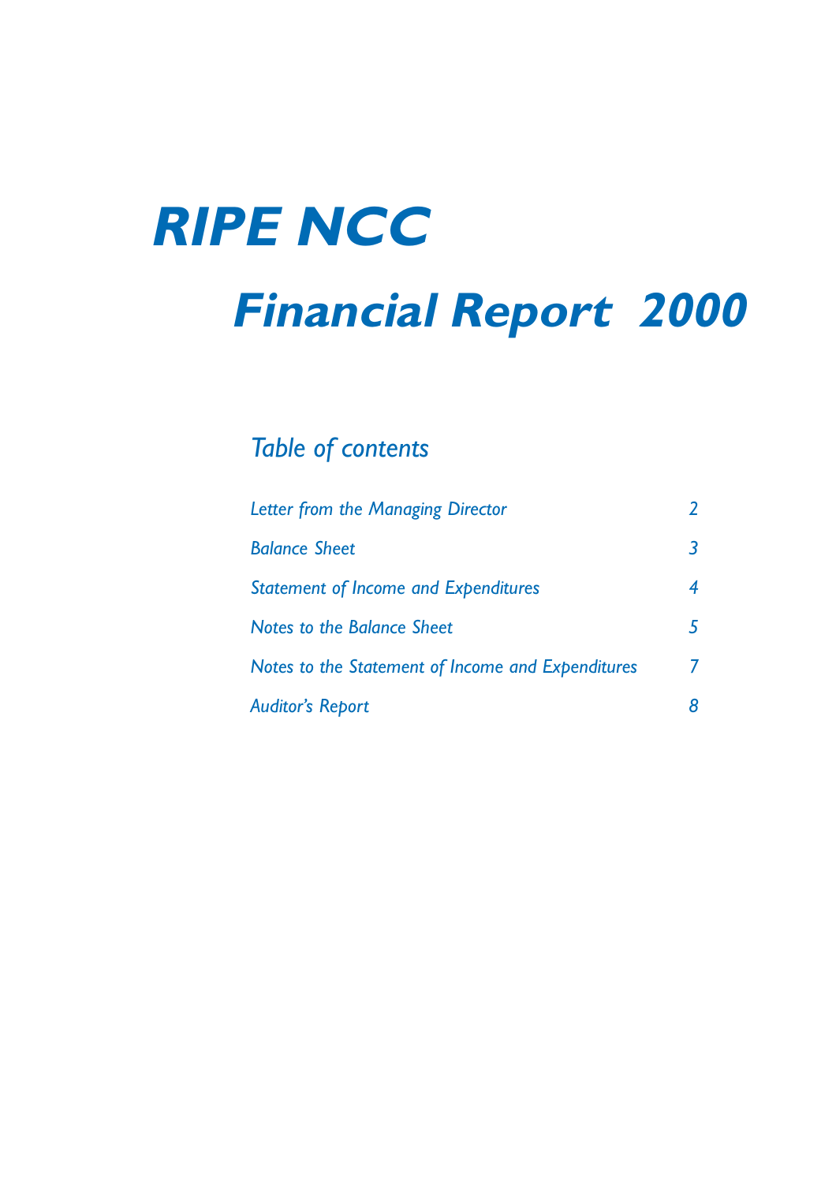# RIPE NCC

# Financial Report 2000

## *Table of contents*

| | |
|---|---|
| *Letter from the Managing Director* | *2* |
| *Balance Sheet* | *3* |
| *Statement of Income and Expenditures* | *4* |
| *Notes to the Balance Sheet* | *5* |
| *Notes to the Statement of Income and Expenditures* | *7* |
| *Auditor's Report* | *8* |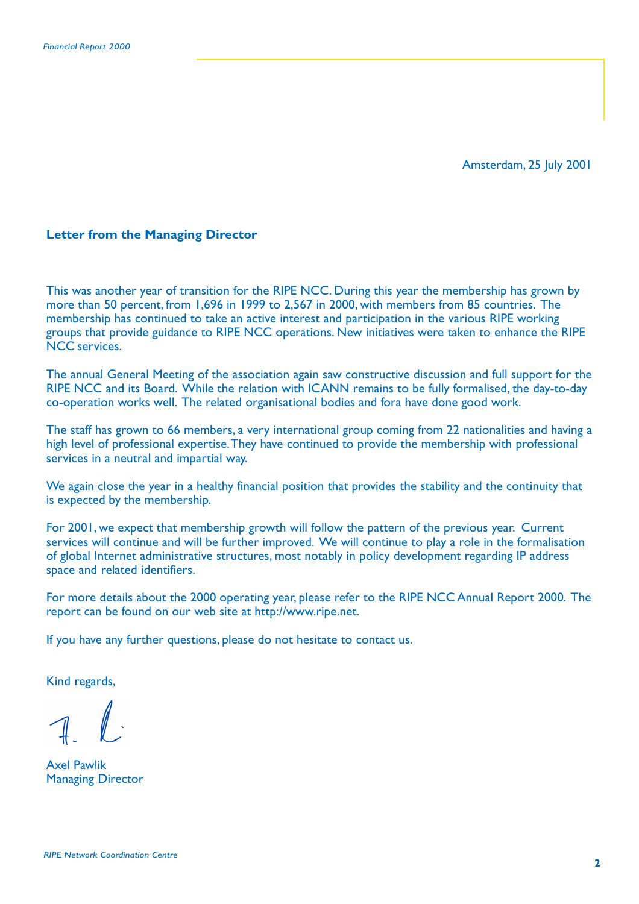Amsterdam, 25 July 2001

**Letter from the Managing Director**

This was another year of transition for the RIPE NCC. During this year the membership has grown by more than 50 percent, from 1,696 in 1999 to 2,567 in 2000, with members from 85 countries. The membership has continued to take an active interest and participation in the various RIPE working groups that provide guidance to RIPE NCC operations. New initiatives were taken to enhance the RIPE NCC services.

The annual General Meeting of the association again saw constructive discussion and full support for the RIPE NCC and its Board. While the relation with ICANN remains to be fully formalised, the day-to-day co-operation works well. The related organisational bodies and fora have done good work.

The staff has grown to 66 members, a very international group coming from 22 nationalities and having a high level of professional expertise. They have continued to provide the membership with professional services in a neutral and impartial way.

We again close the year in a healthy financial position that provides the stability and the continuity that is expected by the membership.

For 2001, we expect that membership growth will follow the pattern of the previous year. Current services will continue and will be further improved. We will continue to play a role in the formalisation of global Internet administrative structures, most notably in policy development regarding IP address space and related identifiers.

For more details about the 2000 operating year, please refer to the RIPE NCC Annual Report 2000. The report can be found on our web site at http://www.ripe.net.

If you have any further questions, please do not hesitate to contact us.

Kind regards,

Axel Pawlik
Managing Director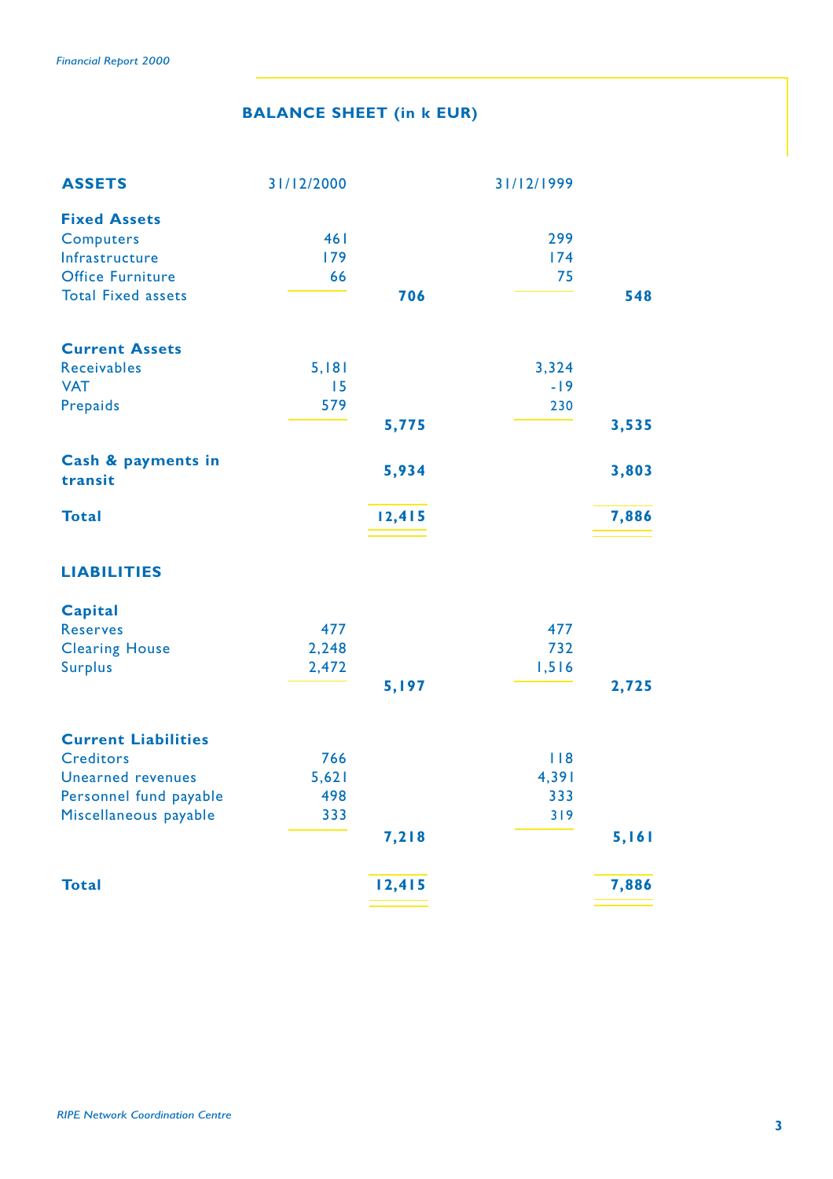## BALANCE SHEET (in k EUR)

| ASSETS | 31/12/2000 | | 31/12/1999 | |
|---|---|---|---|---|
| **Fixed Assets** | | | | |
| Computers | 461 | | 299 | |
| Infrastructure | 179 | | 174 | |
| Office Furniture | 66 | | 75 | |
| Total Fixed assets | | **706** | | **548** |
| **Current Assets** | | | | |
| Receivables | 5,181 | | 3,324 | |
| VAT | 15 | | -19 | |
| Prepaids | 579 | | 230 | |
| | | **5,775** | | **3,535** |
| **Cash & payments in transit** | | **5,934** | | **3,803** |
| **Total** | | **12,415** | | **7,886** |

| LIABILITIES | 31/12/2000 | | 31/12/1999 | |
|---|---|---|---|---|
| **Capital** | | | | |
| Reserves | 477 | | 477 | |
| Clearing House | 2,248 | | 732 | |
| Surplus | 2,472 | | 1,516 | |
| | | **5,197** | | **2,725** |
| **Current Liabilities** | | | | |
| Creditors | 766 | | 118 | |
| Unearned revenues | 5,621 | | 4,391 | |
| Personnel fund payable | 498 | | 333 | |
| Miscellaneous payable | 333 | | 319 | |
| | | **7,218** | | **5,161** |
| **Total** | | **12,415** | | **7,886** |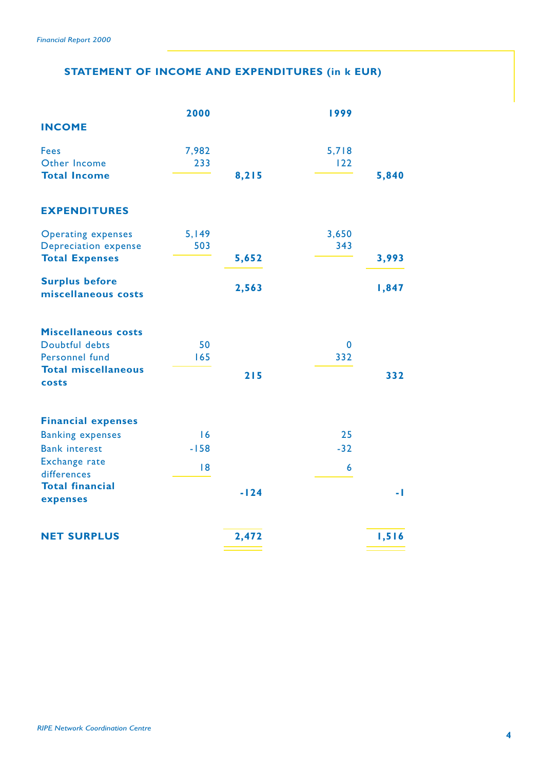## STATEMENT OF INCOME AND EXPENDITURES (in k EUR)

| | 2000 | | 1999 | |
|---|---|---|---|---|
| **INCOME** | | | | |
| Fees | 7,982 | | 5,718 | |
| Other Income | 233 | | 122 | |
| **Total Income** | | **8,215** | | **5,840** |
| **EXPENDITURES** | | | | |
| Operating expenses | 5,149 | | 3,650 | |
| Depreciation expense | 503 | | 343 | |
| **Total Expenses** | | **5,652** | | **3,993** |
| **Surplus before miscellaneous costs** | | **2,563** | | **1,847** |
| **Miscellaneous costs** | | | | |
| Doubtful debts | 50 | | 0 | |
| Personnel fund | 165 | | 332 | |
| **Total miscellaneous costs** | | **215** | | **332** |
| **Financial expenses** | | | | |
| Banking expenses | 16 | | 25 | |
| Bank interest | -158 | | -32 | |
| Exchange rate differences | 18 | | 6 | |
| **Total financial expenses** | | **-124** | | **-1** |
| **NET SURPLUS** | | **2,472** | | **1,516** |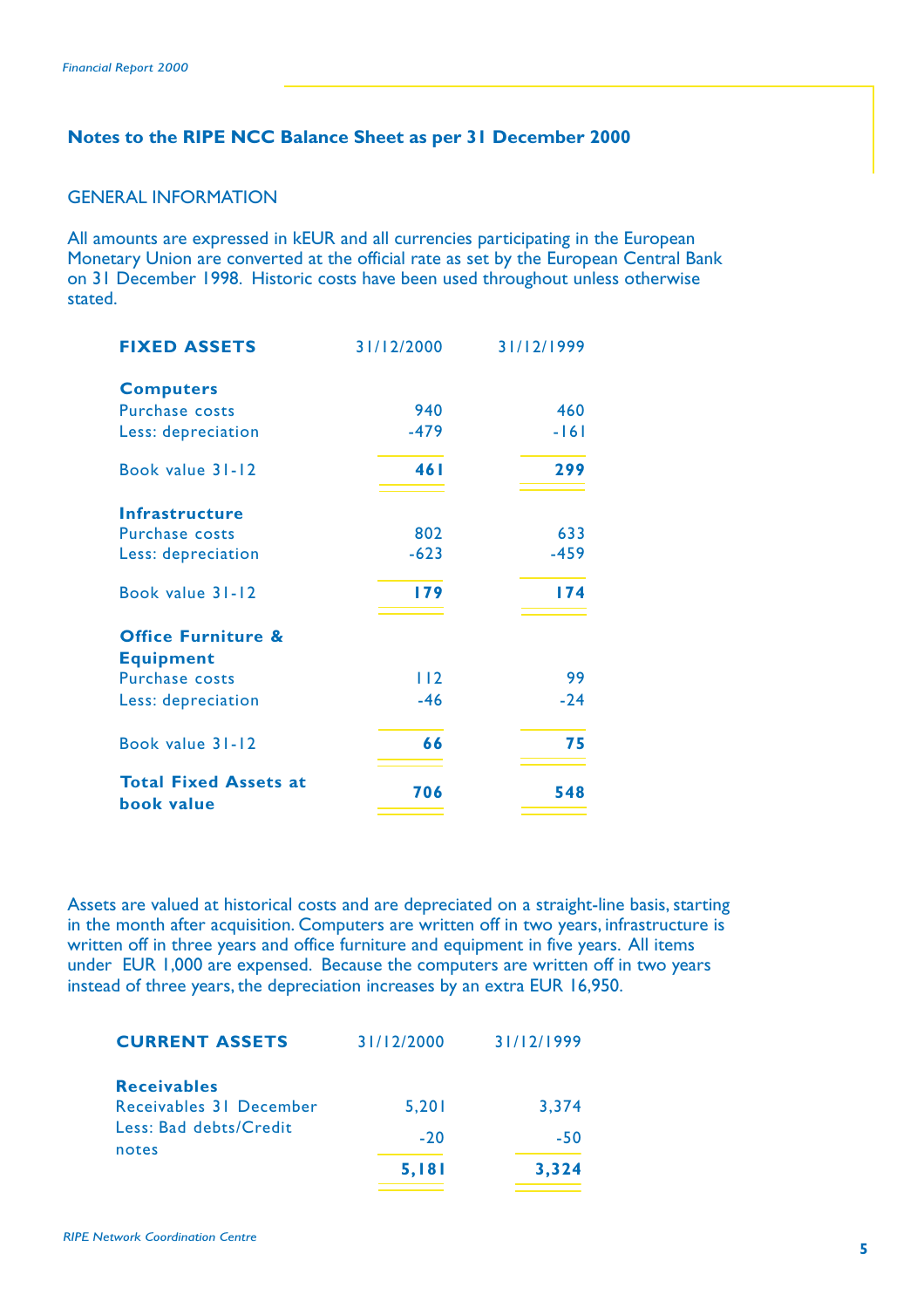## Notes to the RIPE NCC Balance Sheet as per 31 December 2000

### GENERAL INFORMATION

All amounts are expressed in kEUR and all currencies participating in the European Monetary Union are converted at the official rate as set by the European Central Bank on 31 December 1998. Historic costs have been used throughout unless otherwise stated.

| **FIXED ASSETS** | 31/12/2000 | 31/12/1999 |
|---|---|---|
| **Computers** | | |
| Purchase costs | 940 | 460 |
| Less: depreciation | -479 | -161 |
| Book value 31-12 | **461** | **299** |
| **Infrastructure** | | |
| Purchase costs | 802 | 633 |
| Less: depreciation | -623 | -459 |
| Book value 31-12 | **179** | **174** |
| **Office Furniture & Equipment** | | |
| Purchase costs | 112 | 99 |
| Less: depreciation | -46 | -24 |
| Book value 31-12 | **66** | **75** |
| **Total Fixed Assets at book value** | **706** | **548** |

Assets are valued at historical costs and are depreciated on a straight-line basis, starting in the month after acquisition. Computers are written off in two years, infrastructure is written off in three years and office furniture and equipment in five years. All items under EUR 1,000 are expensed. Because the computers are written off in two years instead of three years, the depreciation increases by an extra EUR 16,950.

| **CURRENT ASSETS** | 31/12/2000 | 31/12/1999 |
|---|---|---|
| **Receivables** | | |
| Receivables 31 December | 5,201 | 3,374 |
| Less: Bad debts/Credit notes | -20 | -50 |
| | **5,181** | **3,324** |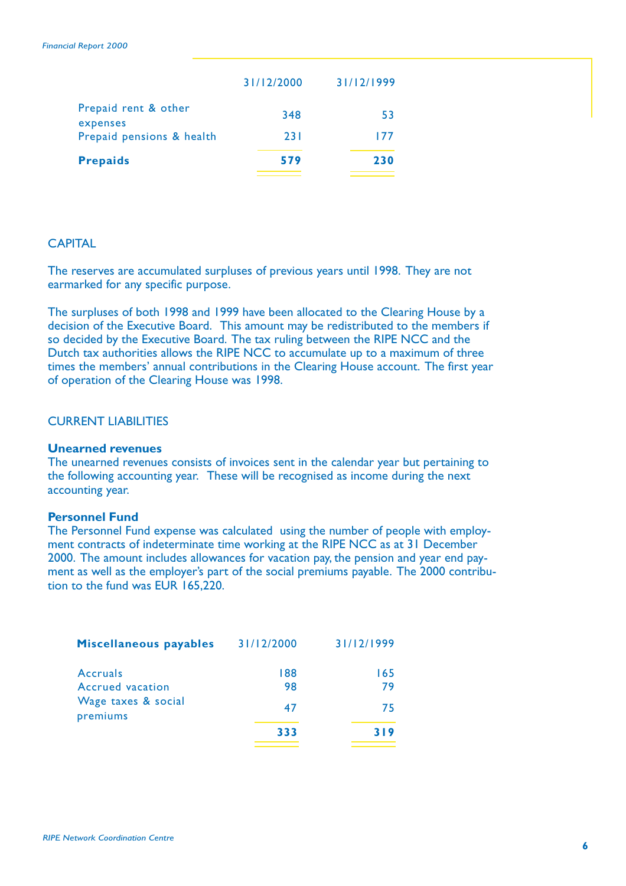| | 31/12/2000 | 31/12/1999 |
|---|---|---|
| Prepaid rent & other expenses | 348 | 53 |
| Prepaid pensions & health | 231 | 177 |
| **Prepaids** | **579** | **230** |

## CAPITAL

The reserves are accumulated surpluses of previous years until 1998. They are not earmarked for any specific purpose.

The surpluses of both 1998 and 1999 have been allocated to the Clearing House by a decision of the Executive Board. This amount may be redistributed to the members if so decided by the Executive Board. The tax ruling between the RIPE NCC and the Dutch tax authorities allows the RIPE NCC to accumulate up to a maximum of three times the members' annual contributions in the Clearing House account. The first year of operation of the Clearing House was 1998.

## CURRENT LIABILITIES

### Unearned revenues

The unearned revenues consists of invoices sent in the calendar year but pertaining to the following accounting year. These will be recognised as income during the next accounting year.

### Personnel Fund

The Personnel Fund expense was calculated using the number of people with employment contracts of indeterminate time working at the RIPE NCC as at 31 December 2000. The amount includes allowances for vacation pay, the pension and year end payment as well as the employer's part of the social premiums payable. The 2000 contribution to the fund was EUR 165,220.

| **Miscellaneous payables** | 31/12/2000 | 31/12/1999 |
|---|---|---|
| Accruals | 188 | 165 |
| Accrued vacation | 98 | 79 |
| Wage taxes & social premiums | 47 | 75 |
| | **333** | **319** |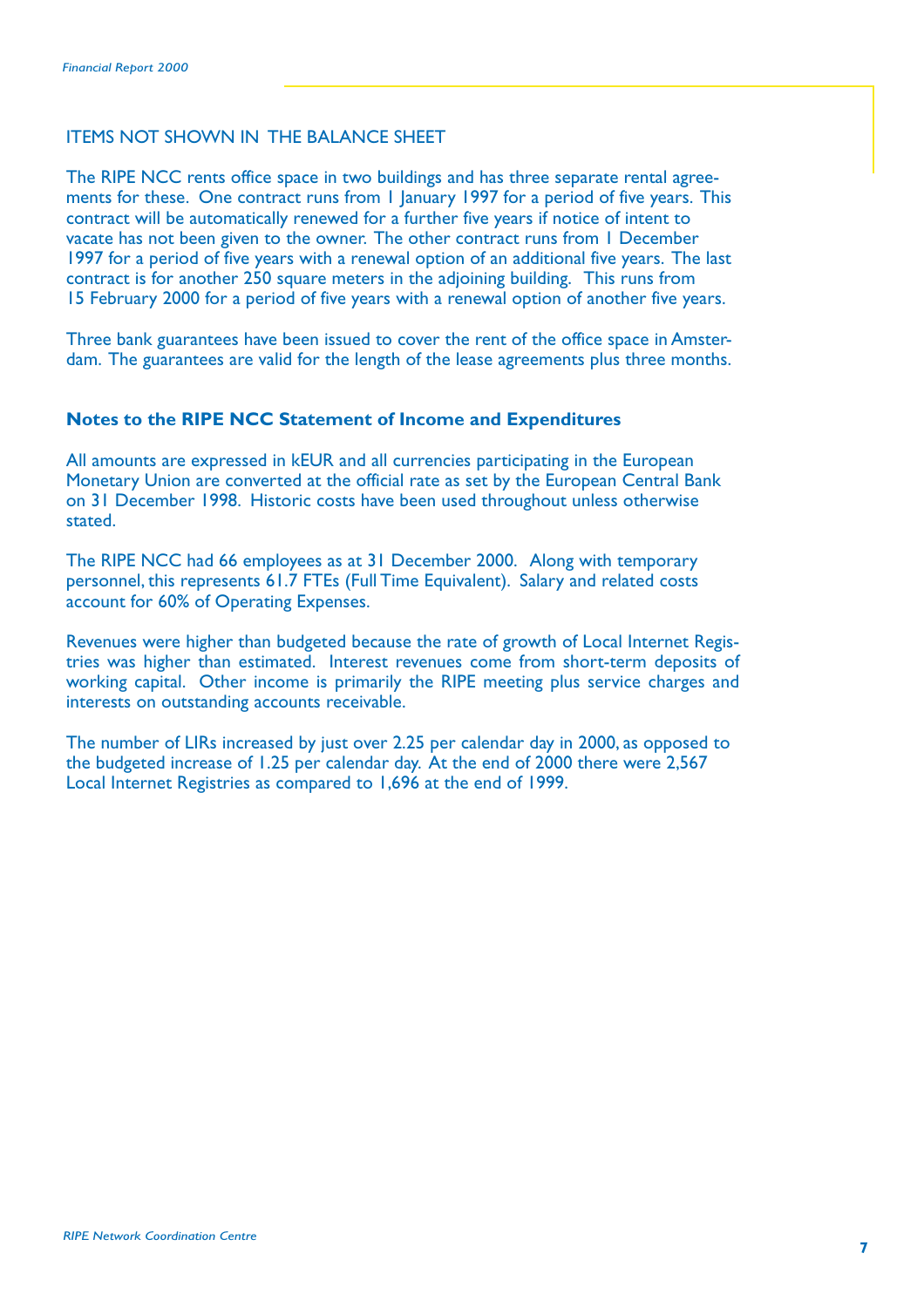## ITEMS NOT SHOWN IN THE BALANCE SHEET

The RIPE NCC rents office space in two buildings and has three separate rental agreements for these. One contract runs from 1 January 1997 for a period of five years. This contract will be automatically renewed for a further five years if notice of intent to vacate has not been given to the owner. The other contract runs from 1 December 1997 for a period of five years with a renewal option of an additional five years. The last contract is for another 250 square meters in the adjoining building. This runs from 15 February 2000 for a period of five years with a renewal option of another five years.

Three bank guarantees have been issued to cover the rent of the office space in Amsterdam. The guarantees are valid for the length of the lease agreements plus three months.

## Notes to the RIPE NCC Statement of Income and Expenditures

All amounts are expressed in kEUR and all currencies participating in the European Monetary Union are converted at the official rate as set by the European Central Bank on 31 December 1998. Historic costs have been used throughout unless otherwise stated.

The RIPE NCC had 66 employees as at 31 December 2000. Along with temporary personnel, this represents 61.7 FTEs (Full Time Equivalent). Salary and related costs account for 60% of Operating Expenses.

Revenues were higher than budgeted because the rate of growth of Local Internet Registries was higher than estimated. Interest revenues come from short-term deposits of working capital. Other income is primarily the RIPE meeting plus service charges and interests on outstanding accounts receivable.

The number of LIRs increased by just over 2.25 per calendar day in 2000, as opposed to the budgeted increase of 1.25 per calendar day. At the end of 2000 there were 2,567 Local Internet Registries as compared to 1,696 at the end of 1999.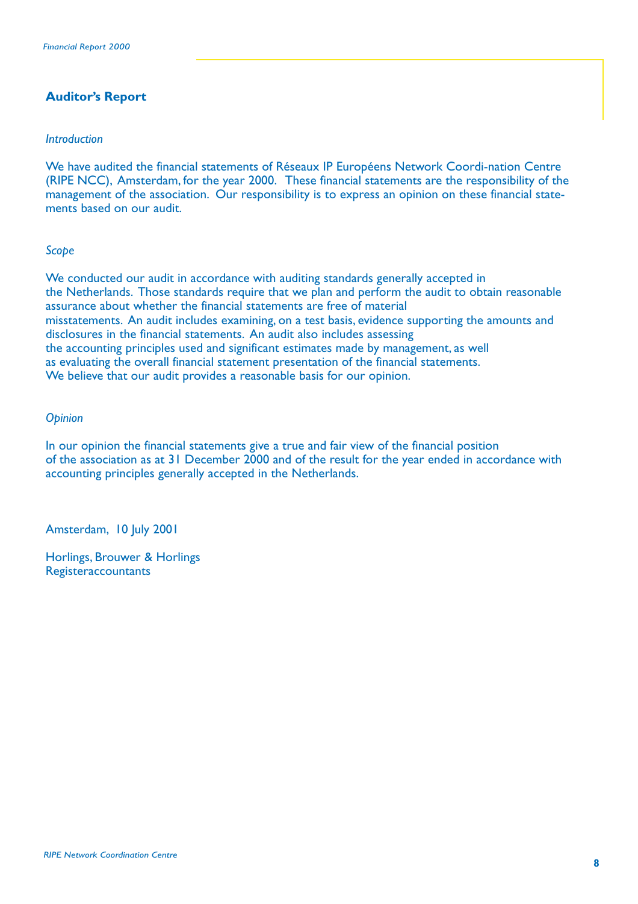## Auditor's Report

*Introduction*

We have audited the financial statements of Réseaux IP Européens Network Coordi-nation Centre (RIPE NCC), Amsterdam, for the year 2000. These financial statements are the responsibility of the management of the association. Our responsibility is to express an opinion on these financial statements based on our audit.

*Scope*

We conducted our audit in accordance with auditing standards generally accepted in the Netherlands. Those standards require that we plan and perform the audit to obtain reasonable assurance about whether the financial statements are free of material misstatements. An audit includes examining, on a test basis, evidence supporting the amounts and disclosures in the financial statements. An audit also includes assessing the accounting principles used and significant estimates made by management, as well as evaluating the overall financial statement presentation of the financial statements. We believe that our audit provides a reasonable basis for our opinion.

*Opinion*

In our opinion the financial statements give a true and fair view of the financial position of the association as at 31 December 2000 and of the result for the year ended in accordance with accounting principles generally accepted in the Netherlands.

Amsterdam, 10 July 2001

Horlings, Brouwer & Horlings
Registeraccountants